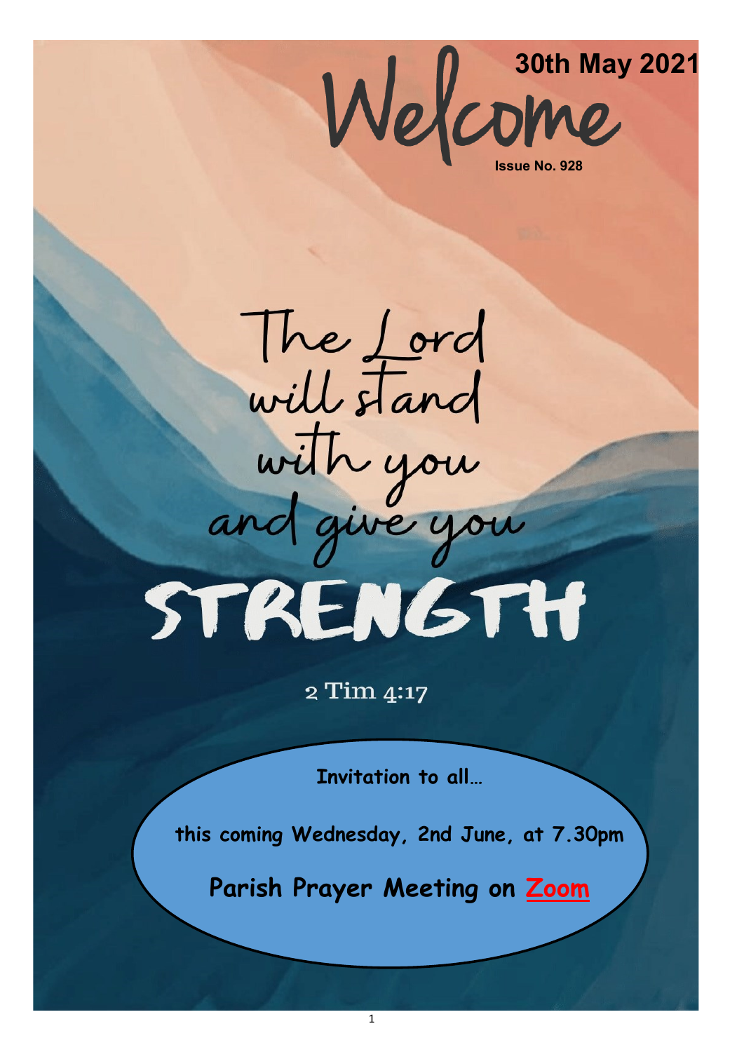# Welcome

**30th May 2021**

**Issue No. 928**

The Lord will stand with you and give you

# STRENGTH

2 Tim 4:17

**Invitation to all…**

**this coming Wednesday, 2nd June, at 7.30pm**

**Parish Prayer Meeting on Zoom**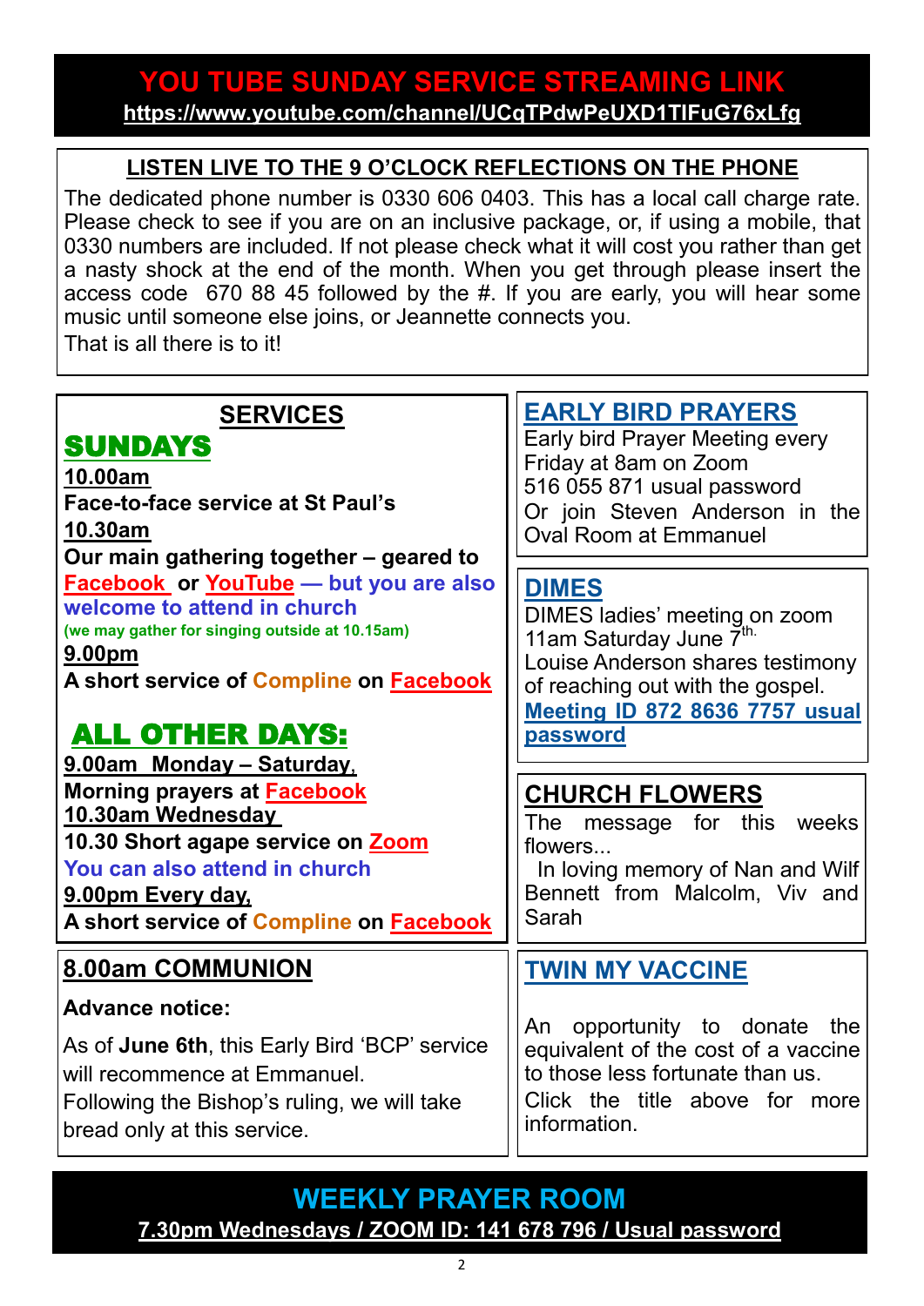## YOU TUBE SUNDAY SERVICE STREAMING LINK

**https://www.youtube.com/channel/UCqTPdwPeUXD1TIFuG76xLfg**

### LISTEN LIVE TO THE 9 O'CLOCK REFLECTIONS ON THE PHONE

The dedicated phone number is 0330 606 0403. This has a local call charge rate. Please check to see if you are on an inclusive package, or, if using a mobile, that 0330 numbers are included. If not please check what it will cost you rather than get a nasty shock at the end of the month. When you get through please insert the access code 670 88 45 followed by the #. If you are early, you will hear some music until someone else joins, or Jeannette connects you.
That is all there is to it!

### SERVICES

#### SUNDAYS

**10.00am**
**Face-to-face service at St Paul's**

**10.30am**
**Our main gathering together – geared to Facebook or YouTube — but you are also welcome to attend in church**
**(we may gather for singing outside at 10.15am)**

**9.00pm**
**A short service of Compline on Facebook**

#### ALL OTHER DAYS:

**9.00am Monday – Saturday,**
**Morning prayers at Facebook**

**10.30am Wednesday**
**10.30 Short agape service on Zoom**
**You can also attend in church**

**9.00pm Every day,**
**A short service of Compline on Facebook**

### 8.00am COMMUNION

**Advance notice:**

As of **June 6th**, this Early Bird 'BCP' service will recommence at Emmanuel.
Following the Bishop's ruling, we will take bread only at this service.

### EARLY BIRD PRAYERS

Early bird Prayer Meeting every Friday at 8am on Zoom
516 055 871 usual password
Or join Steven Anderson in the Oval Room at Emmanuel

### DIMES

DIMES ladies' meeting on zoom 11am Saturday June 7th.
Louise Anderson shares testimony of reaching out with the gospel.
**Meeting ID 872 8636 7757 usual password**

### CHURCH FLOWERS

The message for this weeks flowers...
In loving memory of Nan and Wilf Bennett from Malcolm, Viv and Sarah

### TWIN MY VACCINE

An opportunity to donate the equivalent of the cost of a vaccine to those less fortunate than us.
Click the title above for more information.

## WEEKLY PRAYER ROOM

**7.30pm Wednesdays / ZOOM ID: 141 678 796 / Usual password**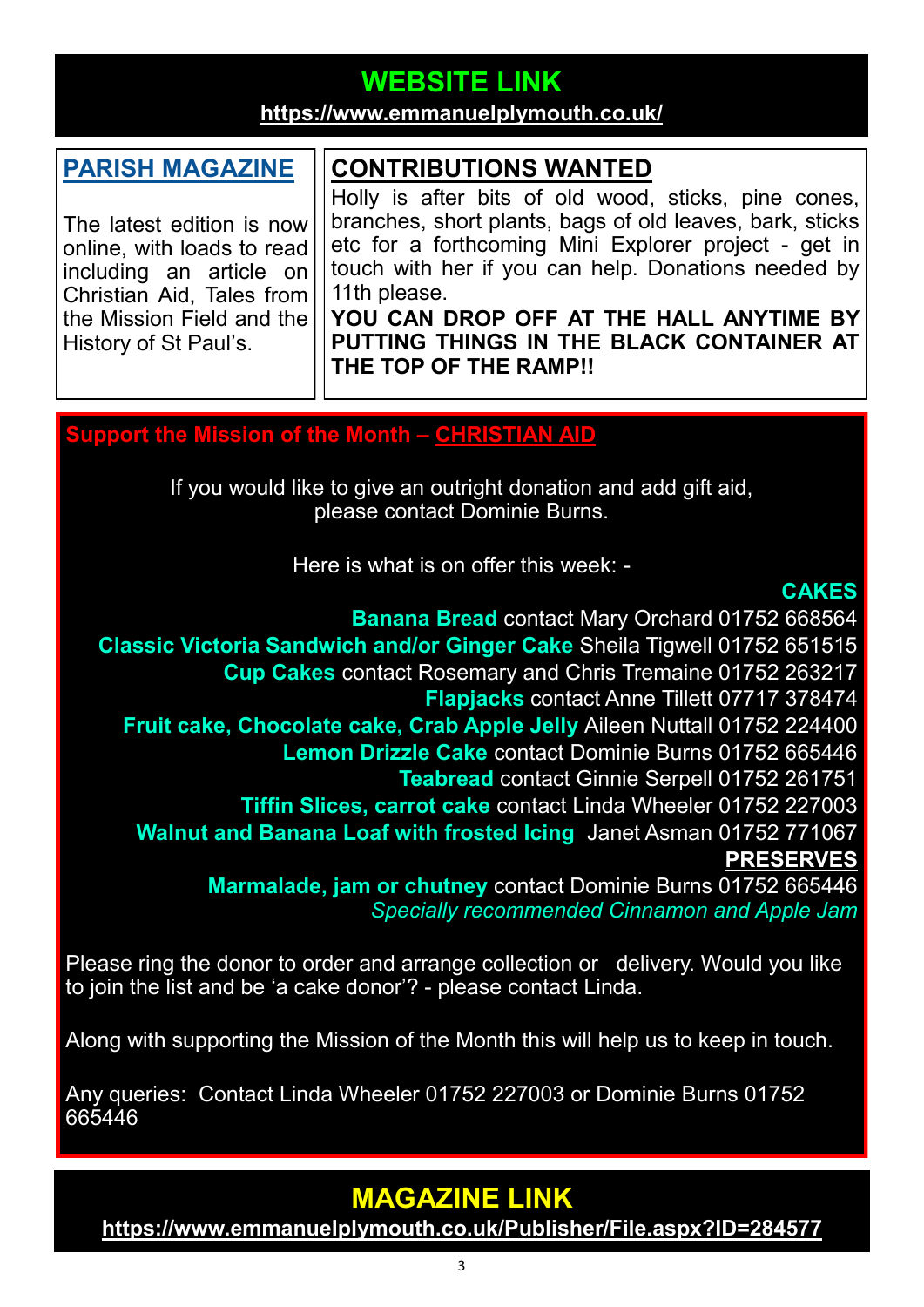## WEBSITE LINK

https://www.emmanuelplymouth.co.uk/

## PARISH MAGAZINE

The latest edition is now online, with loads to read including an article on Christian Aid, Tales from the Mission Field and the History of St Paul's.

## CONTRIBUTIONS WANTED

Holly is after bits of old wood, sticks, pine cones, branches, short plants, bags of old leaves, bark, sticks etc for a forthcoming Mini Explorer project - get in touch with her if you can help. Donations needed by 11th please.

**YOU CAN DROP OFF AT THE HALL ANYTIME BY PUTTING THINGS IN THE BLACK CONTAINER AT THE TOP OF THE RAMP!!**

## Support the Mission of the Month – CHRISTIAN AID

If you would like to give an outright donation and add gift aid, please contact Dominie Burns.

Here is what is on offer this week: -

**CAKES**

**Banana Bread** contact Mary Orchard 01752 668564

**Classic Victoria Sandwich and/or Ginger Cake** Sheila Tigwell 01752 651515

**Cup Cakes** contact Rosemary and Chris Tremaine 01752 263217

**Flapjacks** contact Anne Tillett 07717 378474

**Fruit cake, Chocolate cake, Crab Apple Jelly** Aileen Nuttall 01752 224400

**Lemon Drizzle Cake** contact Dominie Burns 01752 665446

**Teabread** contact Ginnie Serpell 01752 261751

**Tiffin Slices, carrot cake** contact Linda Wheeler 01752 227003

**Walnut and Banana Loaf with frosted Icing** Janet Asman 01752 771067

**PRESERVES**

**Marmalade, jam or chutney** contact Dominie Burns 01752 665446

*Specially recommended Cinnamon and Apple Jam*

Please ring the donor to order and arrange collection or delivery. Would you like to join the list and be 'a cake donor'? - please contact Linda.

Along with supporting the Mission of the Month this will help us to keep in touch.

Any queries: Contact Linda Wheeler 01752 227003 or Dominie Burns 01752 665446

## MAGAZINE LINK

https://www.emmanuelplymouth.co.uk/Publisher/File.aspx?ID=284577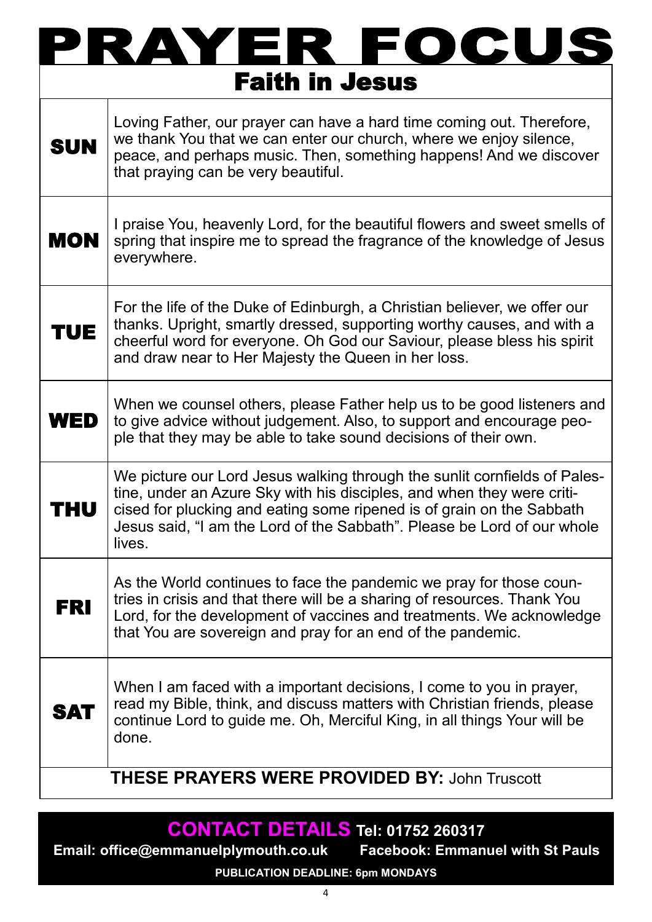# PRAYER FOCUS

## Faith in Jesus

| | |
|---|---|
| **SUN** | Loving Father, our prayer can have a hard time coming out. Therefore, we thank You that we can enter our church, where we enjoy silence, peace, and perhaps music. Then, something happens! And we discover that praying can be very beautiful. |
| **MON** | I praise You, heavenly Lord, for the beautiful flowers and sweet smells of spring that inspire me to spread the fragrance of the knowledge of Jesus everywhere. |
| **TUE** | For the life of the Duke of Edinburgh, a Christian believer, we offer our thanks. Upright, smartly dressed, supporting worthy causes, and with a cheerful word for everyone. Oh God our Saviour, please bless his spirit and draw near to Her Majesty the Queen in her loss. |
| **WED** | When we counsel others, please Father help us to be good listeners and to give advice without judgement. Also, to support and encourage people that they may be able to take sound decisions of their own. |
| **THU** | We picture our Lord Jesus walking through the sunlit cornfields of Palestine, under an Azure Sky with his disciples, and when they were criticised for plucking and eating some ripened is of grain on the Sabbath Jesus said, "I am the Lord of the Sabbath". Please be Lord of our whole lives. |
| **FRI** | As the World continues to face the pandemic we pray for those countries in crisis and that there will be a sharing of resources. Thank You Lord, for the development of vaccines and treatments. We acknowledge that You are sovereign and pray for an end of the pandemic. |
| **SAT** | When I am faced with a important decisions, I come to you in prayer, read my Bible, think, and discuss matters with Christian friends, please continue Lord to guide me. Oh, Merciful King, in all things Your will be done. |

**THESE PRAYERS WERE PROVIDED BY:** John Truscott

**CONTACT DETAILS Tel: 01752 260317**

**Email: office@emmanuelplymouth.co.uk** **Facebook: Emmanuel with St Pauls**

**PUBLICATION DEADLINE: 6pm MONDAYS**